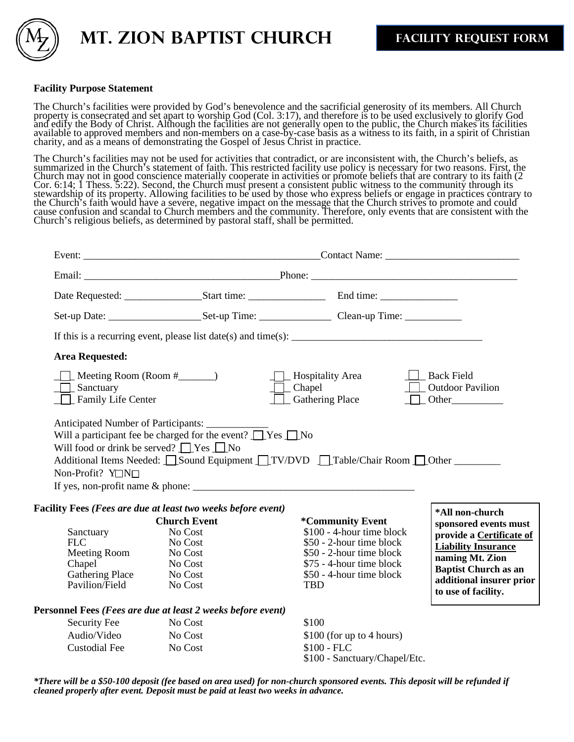# MT. ZION BAPTIST CHURCH

## FACILITY REQUEST FORM

**Facility Purpose Statement**

The Church's facilities were provided by God's benevolence and the sacrificial generosity of its members. All Church property is consecrated and set apart to worship God (Col. 3:17), and therefore is to be used exclusively to glorify God and edify the Body of Christ. Although the facilities are not generally open to the public, the Church makes its facilities available to approved members and non-members on a case-by-case basis as a witness to its faith, in a spirit of Christian charity, and as a means of demonstrating the Gospel of Jesus Christ in practice.

The Church's facilities may not be used for activities that contradict, or are inconsistent with, the Church's beliefs, as summarized in the Church's statement of faith. This restricted facility use policy is necessary for two reasons. First, the Church may not in good conscience materially cooperate in activities or promote beliefs that are contrary to its faith (2 Cor. 6:14; 1 Thess. 5:22). Second, the Church must present a consistent public witness to the community through its stewardship of its property. Allowing facilities to be used by those who express beliefs or engage in practices contrary to the Church's faith would have a severe, negative impact on the message that the Church strives to promote and could cause confusion and scandal to Church members and the community. Therefore, only events that are consistent with the Church's religious beliefs, as determined by pastoral staff, shall be permitted.

Event: _______________________________________________ Contact Name: __________________________

Email: ______________________________________ Phone: ________________________________________

Date Requested: _______________ Start time: _______________ End time: _______________

Set-up Date: __________________ Set-up Time: ______________ Clean-up Time: ___________

If this is a recurring event, please list date(s) and time(s): _____________________________________

**Area Requested:**

☐ Meeting Room (Room #_______)
☐ Sanctuary
☐ Family Life Center
☐ Hospitality Area
☐ Chapel
☐ Gathering Place
☐ Back Field
☐ Outdoor Pavilion
☐ Other__________

Anticipated Number of Participants: ____________
Will a participant fee be charged for the event? ☐ Yes ☐ No
Will food or drink be served? ☐ Yes ☐ No
Additional Items Needed: ☐ Sound Equipment ☐ TV/DVD ☐ Table/Chair Room ☐ Other _________
Non-Profit? Y☐ N☐
If yes, non-profit name & phone: ___________________________________________

**Facility Fees** ***(Fees are due at least two weeks before event)***

| | **Church Event** | **\*Community Event** |
|---|---|---|
| Sanctuary | No Cost | $100 - 4-hour time block |
| FLC | No Cost | $50 - 2-hour time block |
| Meeting Room | No Cost | $50 - 2-hour time block |
| Chapel | No Cost | $75 - 4-hour time block |
| Gathering Place | No Cost | $50 - 4-hour time block |
| Pavilion/Field | No Cost | TBD |

**\*All non-church sponsored events must provide a Certificate of Liability Insurance naming Mt. Zion Baptist Church as an additional insurer prior to use of facility.**

**Personnel Fees** ***(Fees are due at least 2 weeks before event)***

| | | |
|---|---|---|
| Security Fee | No Cost | $100 |
| Audio/Video | No Cost | $100 (for up to 4 hours) |
| Custodial Fee | No Cost | $100 - FLC<br>$100 - Sanctuary/Chapel/Etc. |

***\*There will be a $50-100 deposit (fee based on area used) for non-church sponsored events. This deposit will be refunded if cleaned properly after event. Deposit must be paid at least two weeks in advance.***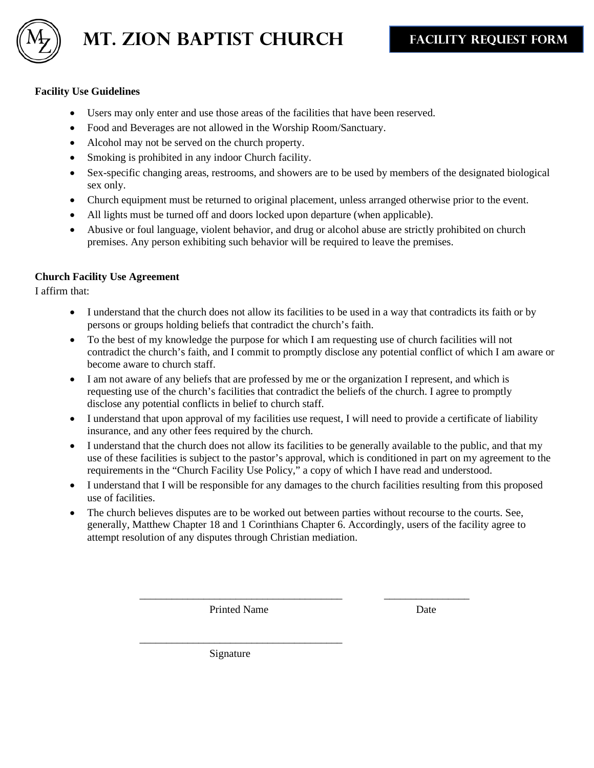# MT. ZION BAPTIST CHURCH

## FACILITY REQUEST FORM

**Facility Use Guidelines**

- Users may only enter and use those areas of the facilities that have been reserved.
- Food and Beverages are not allowed in the Worship Room/Sanctuary.
- Alcohol may not be served on the church property.
- Smoking is prohibited in any indoor Church facility.
- Sex-specific changing areas, restrooms, and showers are to be used by members of the designated biological sex only.
- Church equipment must be returned to original placement, unless arranged otherwise prior to the event.
- All lights must be turned off and doors locked upon departure (when applicable).
- Abusive or foul language, violent behavior, and drug or alcohol abuse are strictly prohibited on church premises. Any person exhibiting such behavior will be required to leave the premises.

**Church Facility Use Agreement**

I affirm that:

- I understand that the church does not allow its facilities to be used in a way that contradicts its faith or by persons or groups holding beliefs that contradict the church's faith.
- To the best of my knowledge the purpose for which I am requesting use of church facilities will not contradict the church's faith, and I commit to promptly disclose any potential conflict of which I am aware or become aware to church staff.
- I am not aware of any beliefs that are professed by me or the organization I represent, and which is requesting use of the church's facilities that contradict the beliefs of the church. I agree to promptly disclose any potential conflicts in belief to church staff.
- I understand that upon approval of my facilities use request, I will need to provide a certificate of liability insurance, and any other fees required by the church.
- I understand that the church does not allow its facilities to be generally available to the public, and that my use of these facilities is subject to the pastor's approval, which is conditioned in part on my agreement to the requirements in the "Church Facility Use Policy," a copy of which I have read and understood.
- I understand that I will be responsible for any damages to the church facilities resulting from this proposed use of facilities.
- The church believes disputes are to be worked out between parties without recourse to the courts. See, generally, Matthew Chapter 18 and 1 Corinthians Chapter 6. Accordingly, users of the facility agree to attempt resolution of any disputes through Christian mediation.

______________________________________ ________________

Printed Name Date

______________________________________

Signature